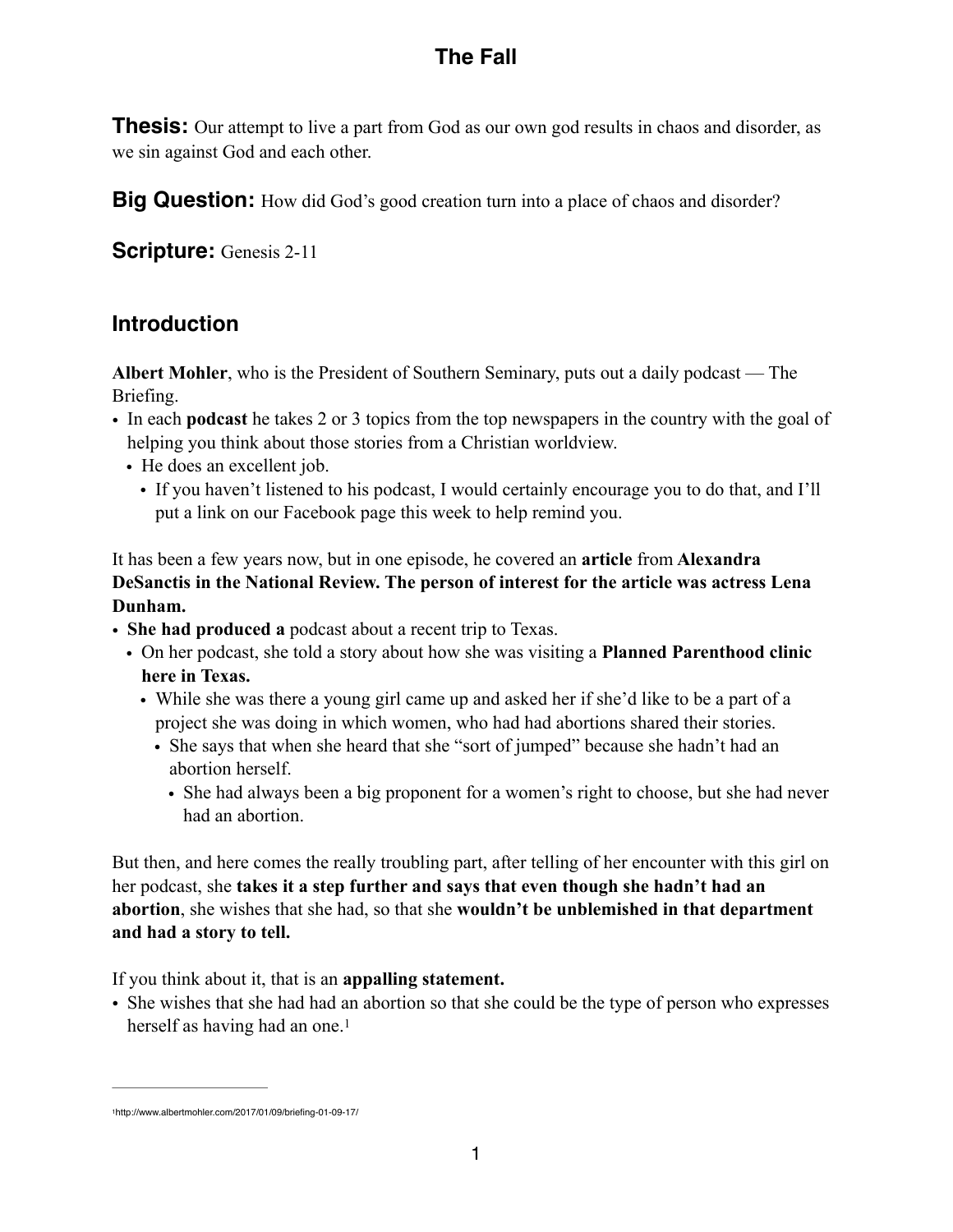# The Fall

**Thesis:** Our attempt to live a part from God as our own god results in chaos and disorder, as we sin against God and each other.

**Big Question:** How did God's good creation turn into a place of chaos and disorder?

**Scripture:** Genesis 2-11

## Introduction

**Albert Mohler**, who is the President of Southern Seminary, puts out a daily podcast — The Briefing.

- In each **podcast** he takes 2 or 3 topics from the top newspapers in the country with the goal of helping you think about those stories from a Christian worldview.
  - He does an excellent job.
    - If you haven't listened to his podcast, I would certainly encourage you to do that, and I'll put a link on our Facebook page this week to help remind you.

It has been a few years now, but in one episode, he covered an **article** from **Alexandra DeSanctis in the National Review. The person of interest for the article was actress Lena Dunham.**

- **She had produced a** podcast about a recent trip to Texas.
  - On her podcast, she told a story about how she was visiting a **Planned Parenthood clinic here in Texas.**
    - While she was there a young girl came up and asked her if she'd like to be a part of a project she was doing in which women, who had had abortions shared their stories.
      - She says that when she heard that she "sort of jumped" because she hadn't had an abortion herself.
        - She had always been a big proponent for a women's right to choose, but she had never had an abortion.

But then, and here comes the really troubling part, after telling of her encounter with this girl on her podcast, she **takes it a step further and says that even though she hadn't had an abortion**, she wishes that she had, so that she **wouldn't be unblemished in that department and had a story to tell.**

If you think about it, that is an **appalling statement.**

- She wishes that she had had an abortion so that she could be the type of person who expresses herself as having had an one.[1]

---

[1] http://www.albertmohler.com/2017/01/09/briefing-01-09-17/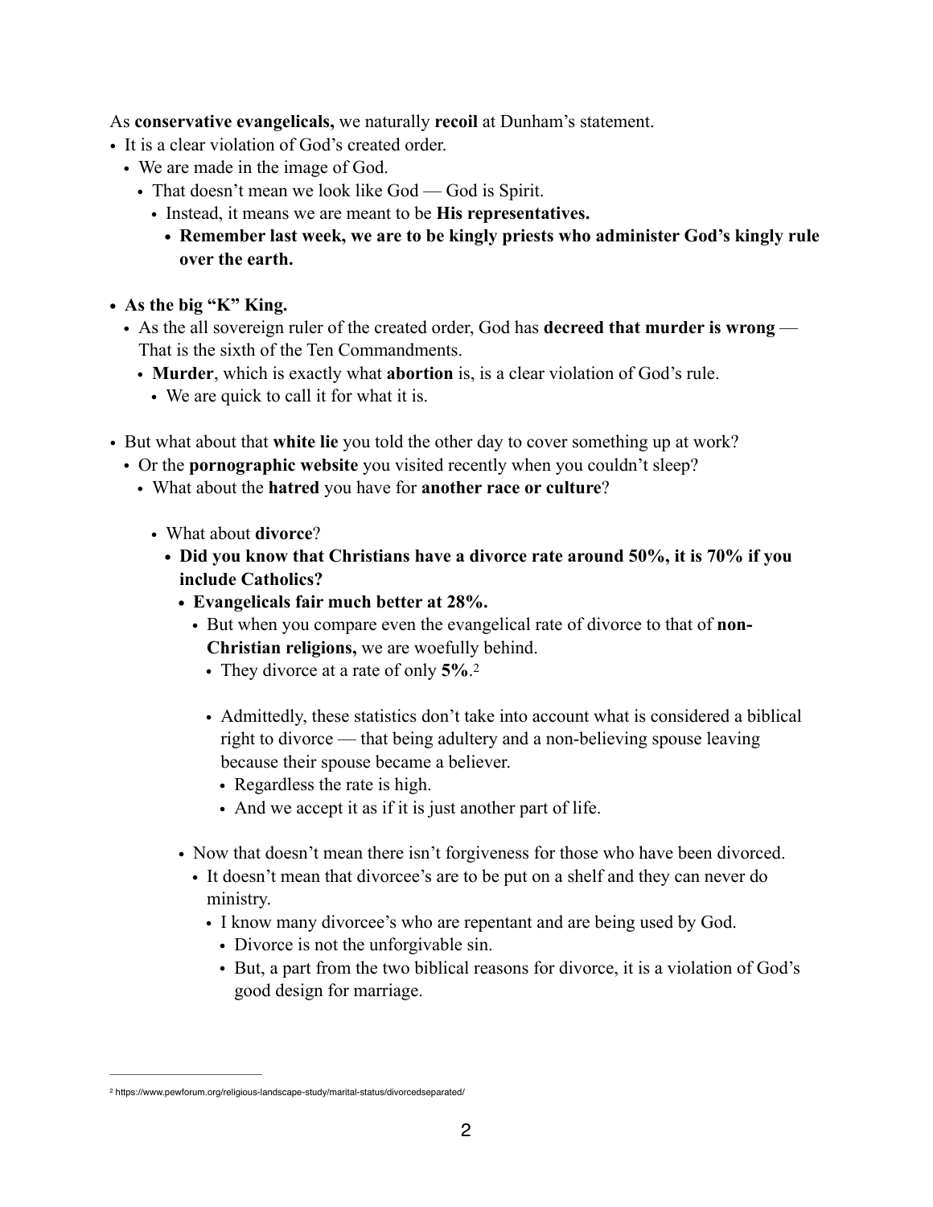As **conservative evangelicals,** we naturally **recoil** at Dunham's statement.

- It is a clear violation of God's created order.
  - We are made in the image of God.
    - That doesn't mean we look like God — God is Spirit.
      - Instead, it means we are meant to be **His representatives.**
        - **Remember last week, we are to be kingly priests who administer God's kingly rule over the earth.**

- **As the big "K" King.**
  - As the all sovereign ruler of the created order, God has **decreed that murder is wrong** — That is the sixth of the Ten Commandments.
    - **Murder**, which is exactly what **abortion** is, is a clear violation of God's rule.
      - We are quick to call it for what it is.

- But what about that **white lie** you told the other day to cover something up at work?
  - Or the **pornographic website** you visited recently when you couldn't sleep?
    - What about the **hatred** you have for **another race or culture**?

      - What about **divorce**?
        - **Did you know that Christians have a divorce rate around 50%, it is 70% if you include Catholics?**
          - **Evangelicals fair much better at 28%.**
            - But when you compare even the evangelical rate of divorce to that of **non-Christian religions,** we are woefully behind.
              - They divorce at a rate of only **5%**.[2]

              - Admittedly, these statistics don't take into account what is considered a biblical right to divorce — that being adultery and a non-believing spouse leaving because their spouse became a believer.
                - Regardless the rate is high.
                - And we accept it as if it is just another part of life.

        - Now that doesn't mean there isn't forgiveness for those who have been divorced.
          - It doesn't mean that divorcee's are to be put on a shelf and they can never do ministry.
            - I know many divorcee's who are repentant and are being used by God.
              - Divorce is not the unforgivable sin.
              - But, a part from the two biblical reasons for divorce, it is a violation of God's good design for marriage.

---

[2] https://www.pewforum.org/religious-landscape-study/marital-status/divorcedseparated/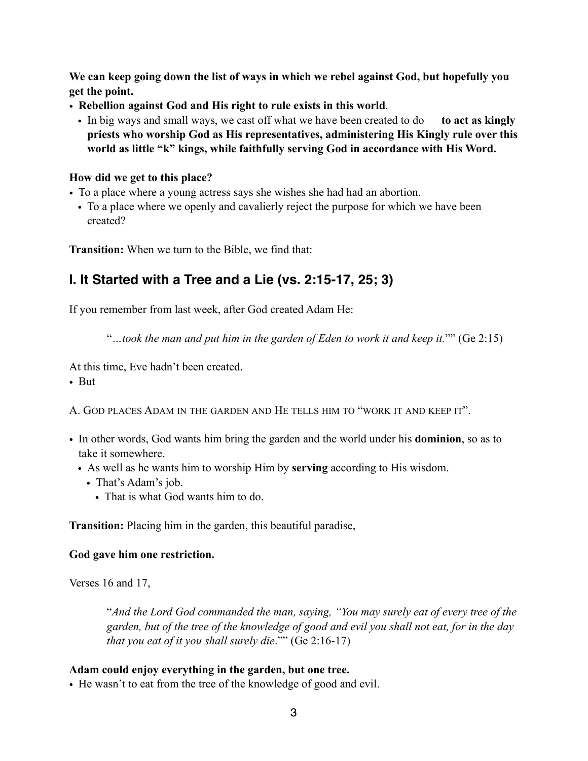**We can keep going down the list of ways in which we rebel against God, but hopefully you get the point.**

- **Rebellion against God and His right to rule exists in this world**.
  - In big ways and small ways, we cast off what we have been created to do — **to act as kingly priests who worship God as His representatives, administering His Kingly rule over this world as little "k" kings, while faithfully serving God in accordance with His Word.**

**How did we get to this place?**

- To a place where a young actress says she wishes she had had an abortion.
  - To a place where we openly and cavalierly reject the purpose for which we have been created?

**Transition:** When we turn to the Bible, we find that:

## I. It Started with a Tree and a Lie (vs. 2:15-17, 25; 3)

If you remember from last week, after God created Adam He:

> "*…took the man and put him in the garden of Eden to work it and keep it.*"" (Ge 2:15)

At this time, Eve hadn't been created.

- But

A. God places Adam in the garden and He tells him to "work it and keep it".

- In other words, God wants him bring the garden and the world under his **dominion**, so as to take it somewhere.
  - As well as he wants him to worship Him by **serving** according to His wisdom.
    - That's Adam's job.
      - That is what God wants him to do.

**Transition:** Placing him in the garden, this beautiful paradise,

**God gave him one restriction.**

Verses 16 and 17,

> "*And the Lord God commanded the man, saying, "You may surely eat of every tree of the garden, but of the tree of the knowledge of good and evil you shall not eat, for in the day that you eat of it you shall surely die*."" (Ge 2:16-17)

**Adam could enjoy everything in the garden, but one tree.**

- He wasn't to eat from the tree of the knowledge of good and evil.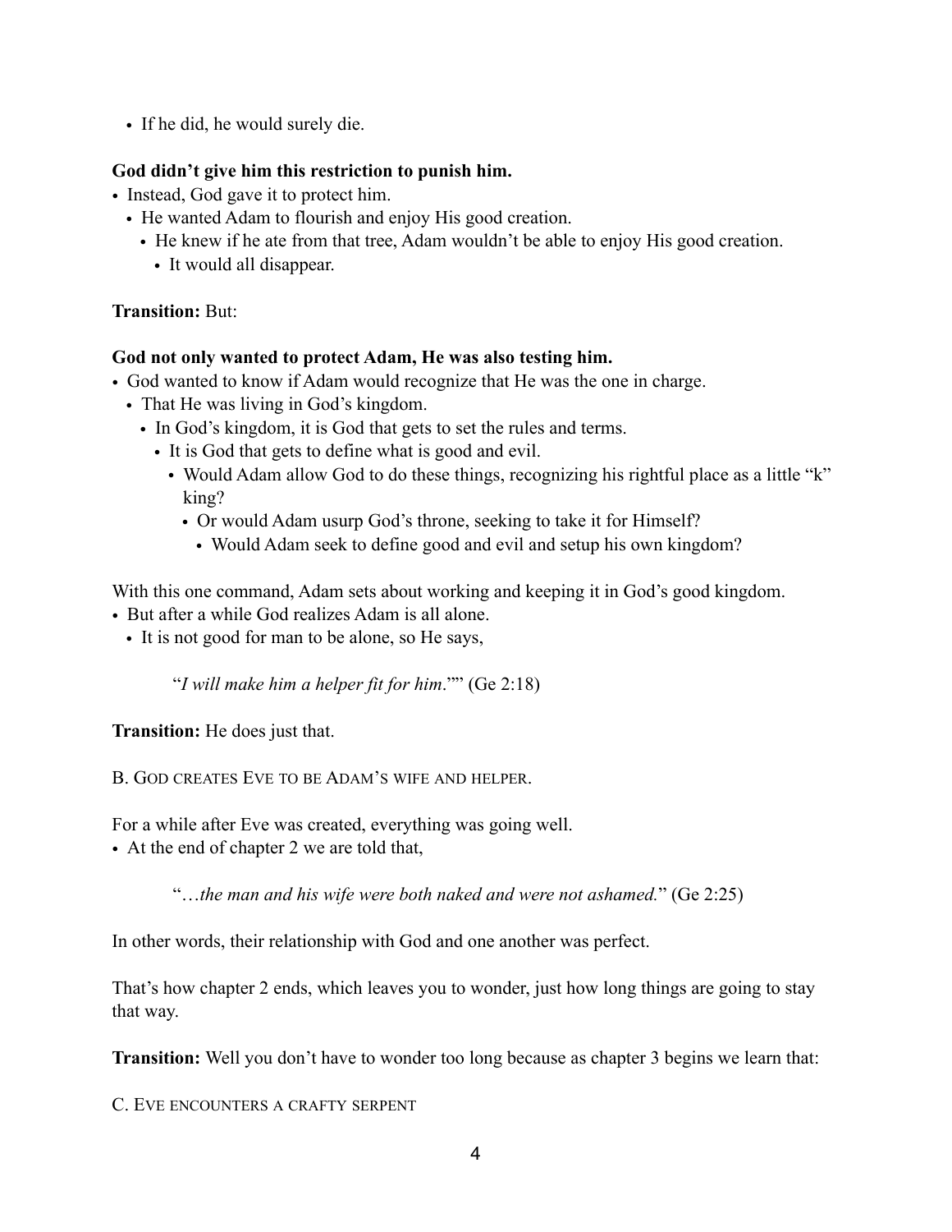- If he did, he would surely die.

**God didn't give him this restriction to punish him.**

- Instead, God gave it to protect him.
  - He wanted Adam to flourish and enjoy His good creation.
    - He knew if he ate from that tree, Adam wouldn't be able to enjoy His good creation.
      - It would all disappear.

**Transition:** But:

**God not only wanted to protect Adam, He was also testing him.**

- God wanted to know if Adam would recognize that He was the one in charge.
  - That He was living in God's kingdom.
    - In God's kingdom, it is God that gets to set the rules and terms.
      - It is God that gets to define what is good and evil.
        - Would Adam allow God to do these things, recognizing his rightful place as a little "k" king?
          - Or would Adam usurp God's throne, seeking to take it for Himself?
            - Would Adam seek to define good and evil and setup his own kingdom?

With this one command, Adam sets about working and keeping it in God's good kingdom.

- But after a while God realizes Adam is all alone.
  - It is not good for man to be alone, so He says,

> "*I will make him a helper fit for him*."" (Ge 2:18)

**Transition:** He does just that.

B. God creates Eve to be Adam's wife and helper.

For a while after Eve was created, everything was going well.

- At the end of chapter 2 we are told that,

> "…*the man and his wife were both naked and were not ashamed.*" (Ge 2:25)

In other words, their relationship with God and one another was perfect.

That's how chapter 2 ends, which leaves you to wonder, just how long things are going to stay that way.

**Transition:** Well you don't have to wonder too long because as chapter 3 begins we learn that:

C. Eve encounters a crafty serpent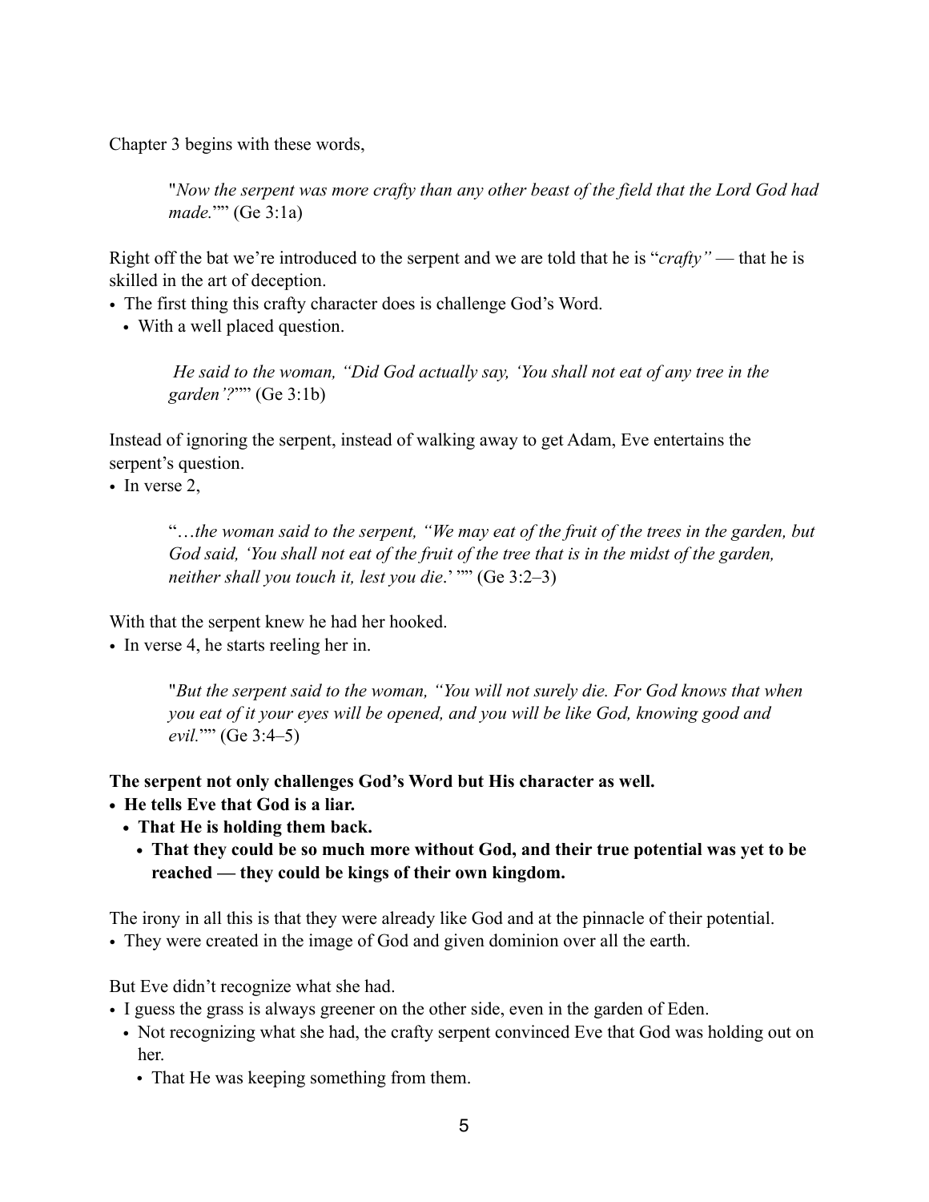Chapter 3 begins with these words,

> "*Now the serpent was more crafty than any other beast of the field that the Lord God had made.*"" (Ge 3:1a)

Right off the bat we're introduced to the serpent and we are told that he is "*crafty"* — that he is skilled in the art of deception.

- The first thing this crafty character does is challenge God's Word.
  - With a well placed question.

> *He said to the woman, "Did God actually say, 'You shall not eat of any tree in the garden'?*"" (Ge 3:1b)

Instead of ignoring the serpent, instead of walking away to get Adam, Eve entertains the serpent's question.

- In verse 2,

> "*…the woman said to the serpent, "We may eat of the fruit of the trees in the garden, but God said, 'You shall not eat of the fruit of the tree that is in the midst of the garden, neither shall you touch it, lest you die*.' "" (Ge 3:2–3)

With that the serpent knew he had her hooked.

- In verse 4, he starts reeling her in.

> "*But the serpent said to the woman, "You will not surely die. For God knows that when you eat of it your eyes will be opened, and you will be like God, knowing good and evil.*"" (Ge 3:4–5)

**The serpent not only challenges God's Word but His character as well.**

- **He tells Eve that God is a liar.**
  - **That He is holding them back.**
    - **That they could be so much more without God, and their true potential was yet to be reached — they could be kings of their own kingdom.**

The irony in all this is that they were already like God and at the pinnacle of their potential.

- They were created in the image of God and given dominion over all the earth.

But Eve didn't recognize what she had.

- I guess the grass is always greener on the other side, even in the garden of Eden.
  - Not recognizing what she had, the crafty serpent convinced Eve that God was holding out on her.
    - That He was keeping something from them.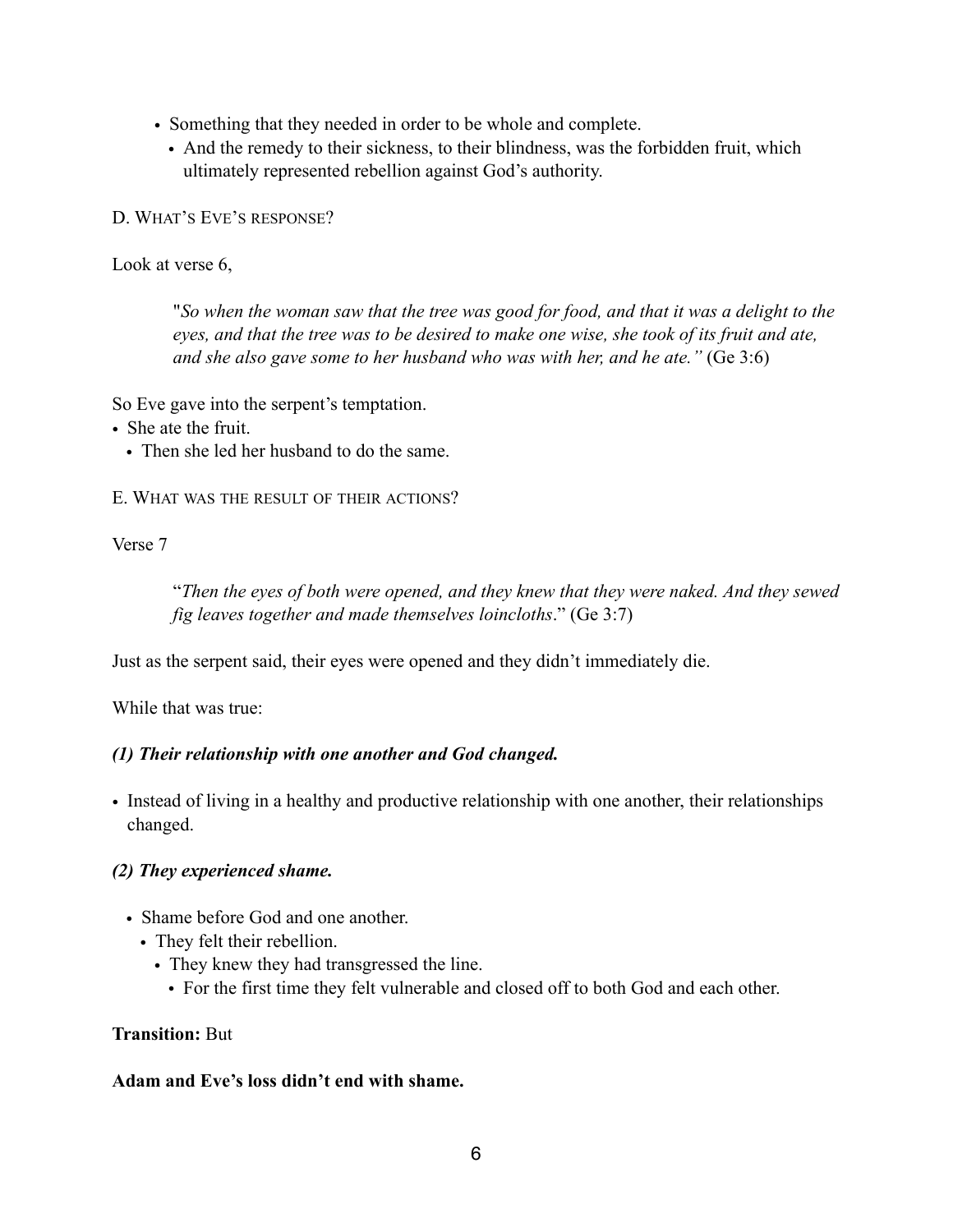- Something that they needed in order to be whole and complete.
  - And the remedy to their sickness, to their blindness, was the forbidden fruit, which ultimately represented rebellion against God's authority.

D. What's Eve's response?

Look at verse 6,

> "*So when the woman saw that the tree was good for food, and that it was a delight to the eyes, and that the tree was to be desired to make one wise, she took of its fruit and ate, and she also gave some to her husband who was with her, and he ate."* (Ge 3:6)

So Eve gave into the serpent's temptation.

- She ate the fruit.
  - Then she led her husband to do the same.

E. What was the result of their actions?

Verse 7

> "*Then the eyes of both were opened, and they knew that they were naked. And they sewed fig leaves together and made themselves loincloths*." (Ge 3:7)

Just as the serpent said, their eyes were opened and they didn't immediately die.

While that was true:

***(1) Their relationship with one another and God changed.***

- Instead of living in a healthy and productive relationship with one another, their relationships changed.

***(2) They experienced shame.***

- Shame before God and one another.
  - They felt their rebellion.
    - They knew they had transgressed the line.
      - For the first time they felt vulnerable and closed off to both God and each other.

**Transition:** But

**Adam and Eve's loss didn't end with shame.**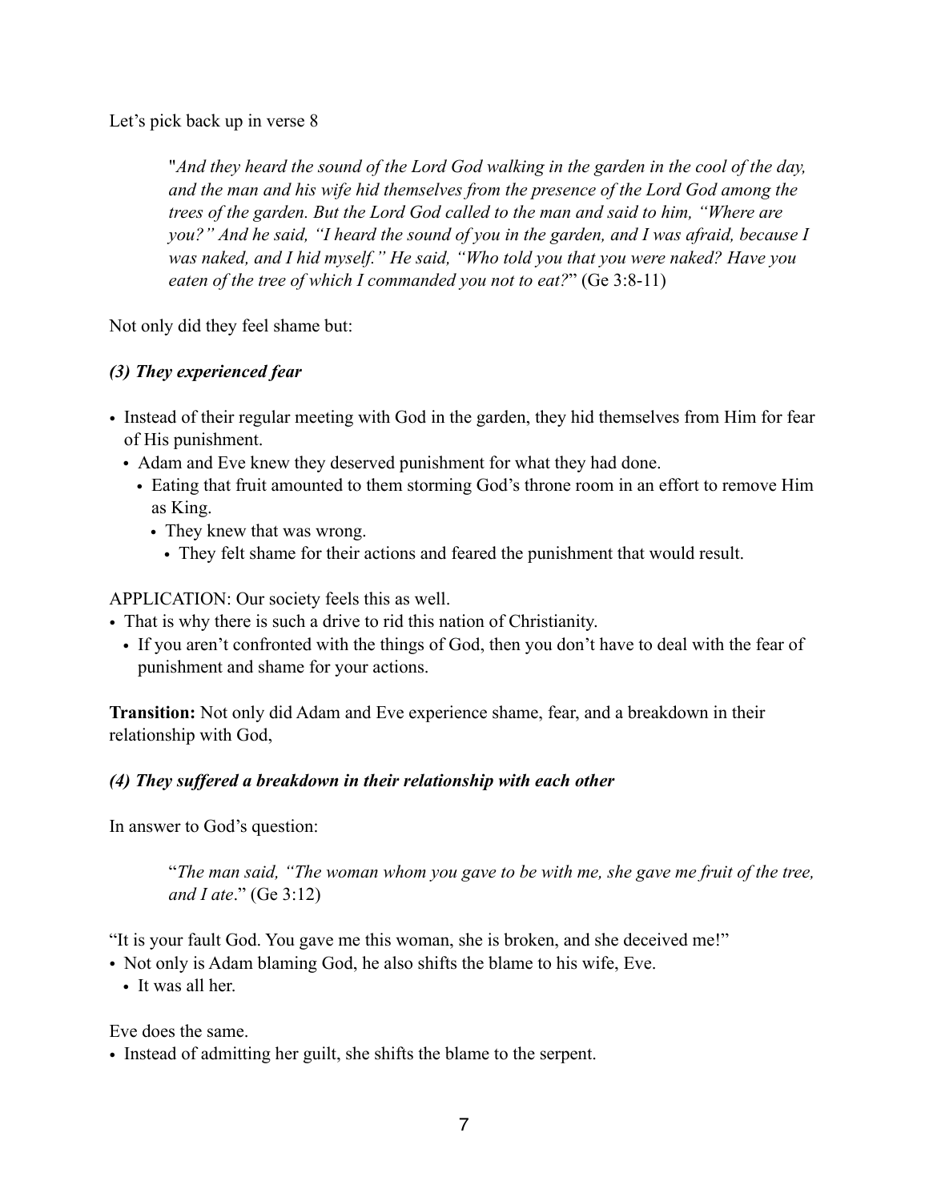Let's pick back up in verse 8

> "*And they heard the sound of the Lord God walking in the garden in the cool of the day, and the man and his wife hid themselves from the presence of the Lord God among the trees of the garden. But the Lord God called to the man and said to him, "Where are you?" And he said, "I heard the sound of you in the garden, and I was afraid, because I was naked, and I hid myself." He said, "Who told you that you were naked? Have you eaten of the tree of which I commanded you not to eat?*" (Ge 3:8-11)

Not only did they feel shame but:

***(3) They experienced fear***

- Instead of their regular meeting with God in the garden, they hid themselves from Him for fear of His punishment.
  - Adam and Eve knew they deserved punishment for what they had done.
    - Eating that fruit amounted to them storming God's throne room in an effort to remove Him as King.
      - They knew that was wrong.
        - They felt shame for their actions and feared the punishment that would result.

APPLICATION: Our society feels this as well.

- That is why there is such a drive to rid this nation of Christianity.
  - If you aren't confronted with the things of God, then you don't have to deal with the fear of punishment and shame for your actions.

**Transition:** Not only did Adam and Eve experience shame, fear, and a breakdown in their relationship with God,

***(4) They suffered a breakdown in their relationship with each other***

In answer to God's question:

> "*The man said, "The woman whom you gave to be with me, she gave me fruit of the tree, and I ate*." (Ge 3:12)

"It is your fault God. You gave me this woman, she is broken, and she deceived me!"

- Not only is Adam blaming God, he also shifts the blame to his wife, Eve.
  - It was all her.

Eve does the same.

- Instead of admitting her guilt, she shifts the blame to the serpent.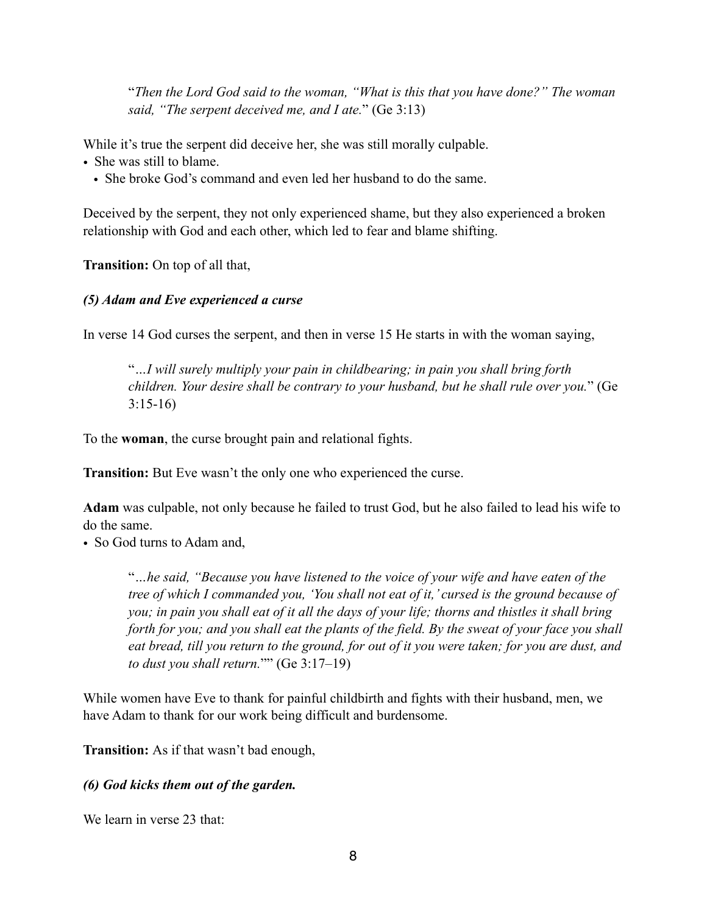> "*Then the Lord God said to the woman, "What is this that you have done?" The woman said, "The serpent deceived me, and I ate.*" (Ge 3:13)

While it's true the serpent did deceive her, she was still morally culpable.

- She was still to blame.
  - She broke God's command and even led her husband to do the same.

Deceived by the serpent, they not only experienced shame, but they also experienced a broken relationship with God and each other, which led to fear and blame shifting.

**Transition:** On top of all that,

***(5) Adam and Eve experienced a curse***

In verse 14 God curses the serpent, and then in verse 15 He starts in with the woman saying,

> "*…I will surely multiply your pain in childbearing; in pain you shall bring forth children. Your desire shall be contrary to your husband, but he shall rule over you.*" (Ge 3:15-16)

To the **woman**, the curse brought pain and relational fights.

**Transition:** But Eve wasn't the only one who experienced the curse.

**Adam** was culpable, not only because he failed to trust God, but he also failed to lead his wife to do the same.

- So God turns to Adam and,

> "*…he said, "Because you have listened to the voice of your wife and have eaten of the tree of which I commanded you, 'You shall not eat of it,' cursed is the ground because of you; in pain you shall eat of it all the days of your life; thorns and thistles it shall bring forth for you; and you shall eat the plants of the field. By the sweat of your face you shall eat bread, till you return to the ground, for out of it you were taken; for you are dust, and to dust you shall return.*"" (Ge 3:17–19)

While women have Eve to thank for painful childbirth and fights with their husband, men, we have Adam to thank for our work being difficult and burdensome.

**Transition:** As if that wasn't bad enough,

***(6) God kicks them out of the garden.***

We learn in verse 23 that: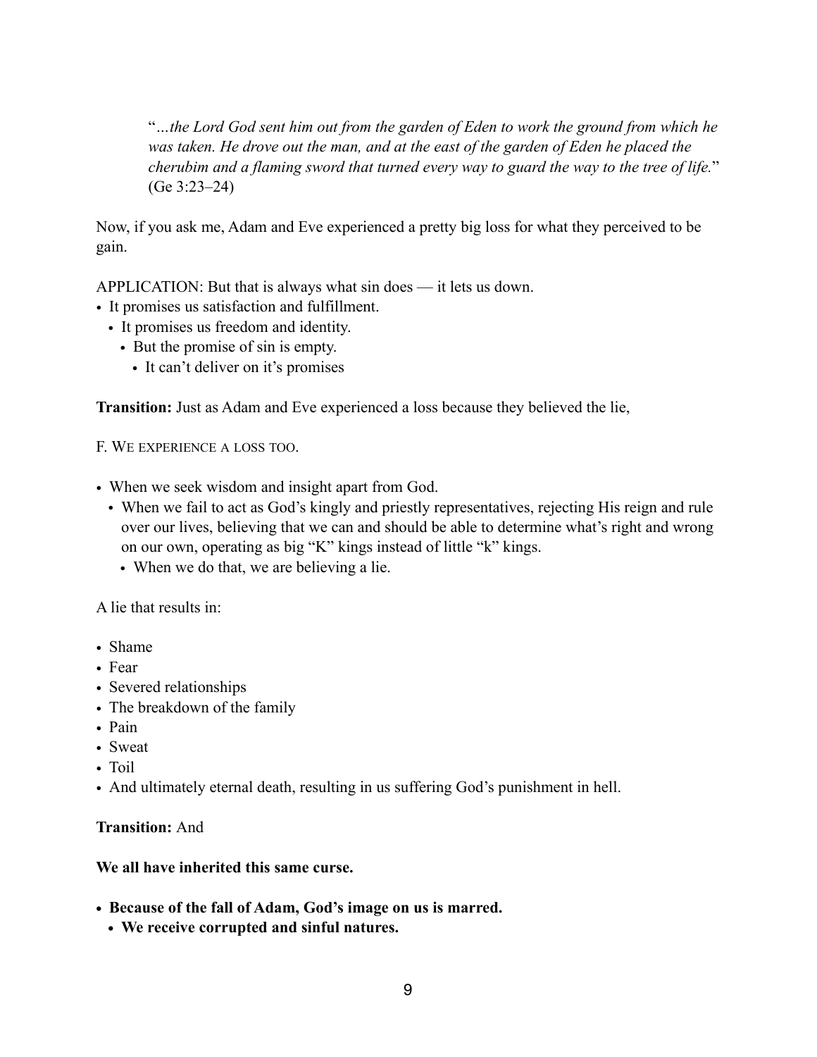> "*…the Lord God sent him out from the garden of Eden to work the ground from which he was taken. He drove out the man, and at the east of the garden of Eden he placed the cherubim and a flaming sword that turned every way to guard the way to the tree of life.*" (Ge 3:23–24)

Now, if you ask me, Adam and Eve experienced a pretty big loss for what they perceived to be gain.

APPLICATION: But that is always what sin does — it lets us down.

- It promises us satisfaction and fulfillment.
  - It promises us freedom and identity.
    - But the promise of sin is empty.
      - It can't deliver on it's promises

**Transition:** Just as Adam and Eve experienced a loss because they believed the lie,

F. WE EXPERIENCE A LOSS TOO.

- When we seek wisdom and insight apart from God.
  - When we fail to act as God's kingly and priestly representatives, rejecting His reign and rule over our lives, believing that we can and should be able to determine what's right and wrong on our own, operating as big "K" kings instead of little "k" kings.
    - When we do that, we are believing a lie.

A lie that results in:

- Shame
- Fear
- Severed relationships
- The breakdown of the family
- Pain
- Sweat
- Toil
- And ultimately eternal death, resulting in us suffering God's punishment in hell.

**Transition:** And

**We all have inherited this same curse.**

- **Because of the fall of Adam, God's image on us is marred.**
  - **We receive corrupted and sinful natures.**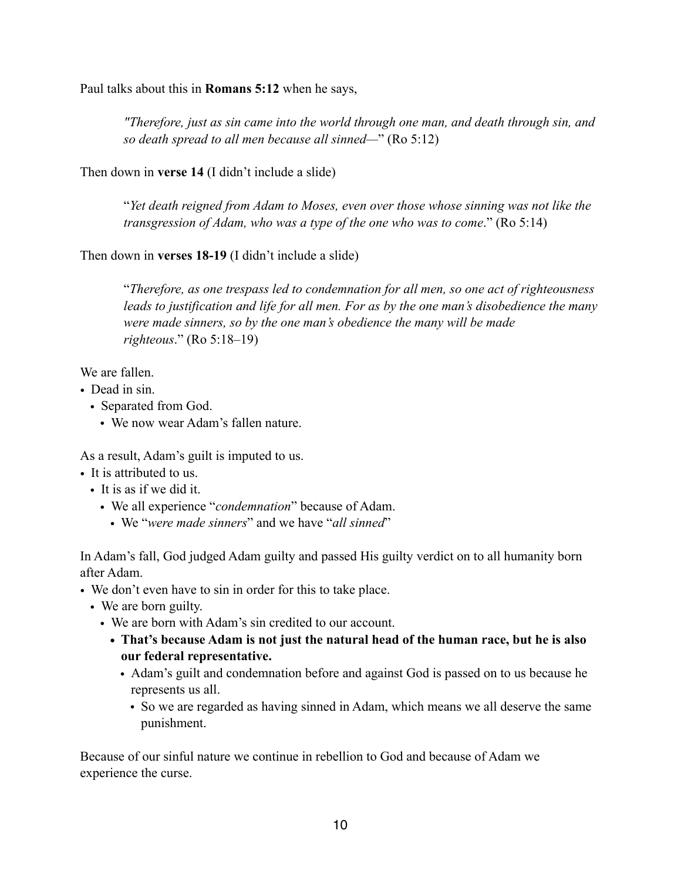Paul talks about this in **Romans 5:12** when he says,

> *"Therefore, just as sin came into the world through one man, and death through sin, and so death spread to all men because all sinned—*" (Ro 5:12)

Then down in **verse 14** (I didn't include a slide)

> "*Yet death reigned from Adam to Moses, even over those whose sinning was not like the transgression of Adam, who was a type of the one who was to come*." (Ro 5:14)

Then down in **verses 18-19** (I didn't include a slide)

> "*Therefore, as one trespass led to condemnation for all men, so one act of righteousness leads to justification and life for all men. For as by the one man's disobedience the many were made sinners, so by the one man's obedience the many will be made righteous*." (Ro 5:18–19)

We are fallen.

- Dead in sin.
  - Separated from God.
    - We now wear Adam's fallen nature.

As a result, Adam's guilt is imputed to us.

- It is attributed to us.
  - It is as if we did it.
    - We all experience "*condemnation*" because of Adam.
      - We "*were made sinners*" and we have "*all sinned*"

In Adam's fall, God judged Adam guilty and passed His guilty verdict on to all humanity born after Adam.

- We don't even have to sin in order for this to take place.
  - We are born guilty.
    - We are born with Adam's sin credited to our account.
      - **That's because Adam is not just the natural head of the human race, but he is also our federal representative.**
        - Adam's guilt and condemnation before and against God is passed on to us because he represents us all.
          - So we are regarded as having sinned in Adam, which means we all deserve the same punishment.

Because of our sinful nature we continue in rebellion to God and because of Adam we experience the curse.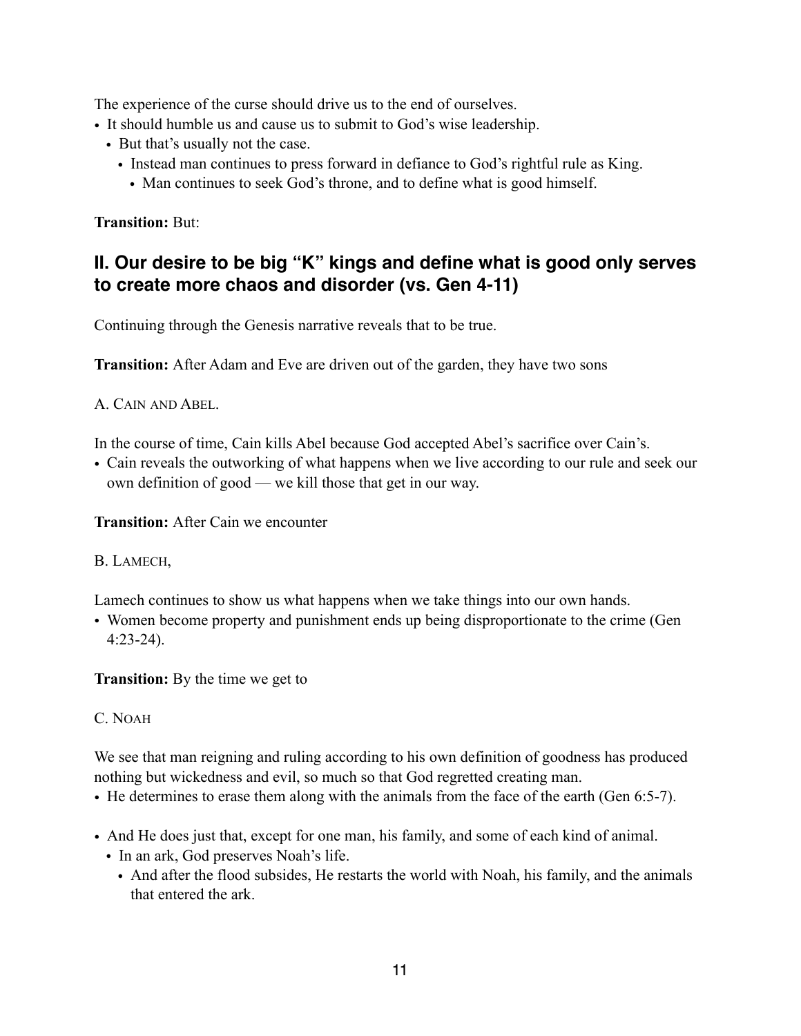The experience of the curse should drive us to the end of ourselves.

- It should humble us and cause us to submit to God's wise leadership.
  - But that's usually not the case.
    - Instead man continues to press forward in defiance to God's rightful rule as King.
      - Man continues to seek God's throne, and to define what is good himself.

**Transition:** But:

## II. Our desire to be big "K" kings and define what is good only serves to create more chaos and disorder (vs. Gen 4-11)

Continuing through the Genesis narrative reveals that to be true.

**Transition:** After Adam and Eve are driven out of the garden, they have two sons

A. CAIN AND ABEL.

In the course of time, Cain kills Abel because God accepted Abel's sacrifice over Cain's.

- Cain reveals the outworking of what happens when we live according to our rule and seek our own definition of good — we kill those that get in our way.

**Transition:** After Cain we encounter

B. LAMECH,

Lamech continues to show us what happens when we take things into our own hands.

- Women become property and punishment ends up being disproportionate to the crime (Gen 4:23-24).

**Transition:** By the time we get to

C. NOAH

We see that man reigning and ruling according to his own definition of goodness has produced nothing but wickedness and evil, so much so that God regretted creating man.

- He determines to erase them along with the animals from the face of the earth (Gen 6:5-7).

- And He does just that, except for one man, his family, and some of each kind of animal.
  - In an ark, God preserves Noah's life.
    - And after the flood subsides, He restarts the world with Noah, his family, and the animals that entered the ark.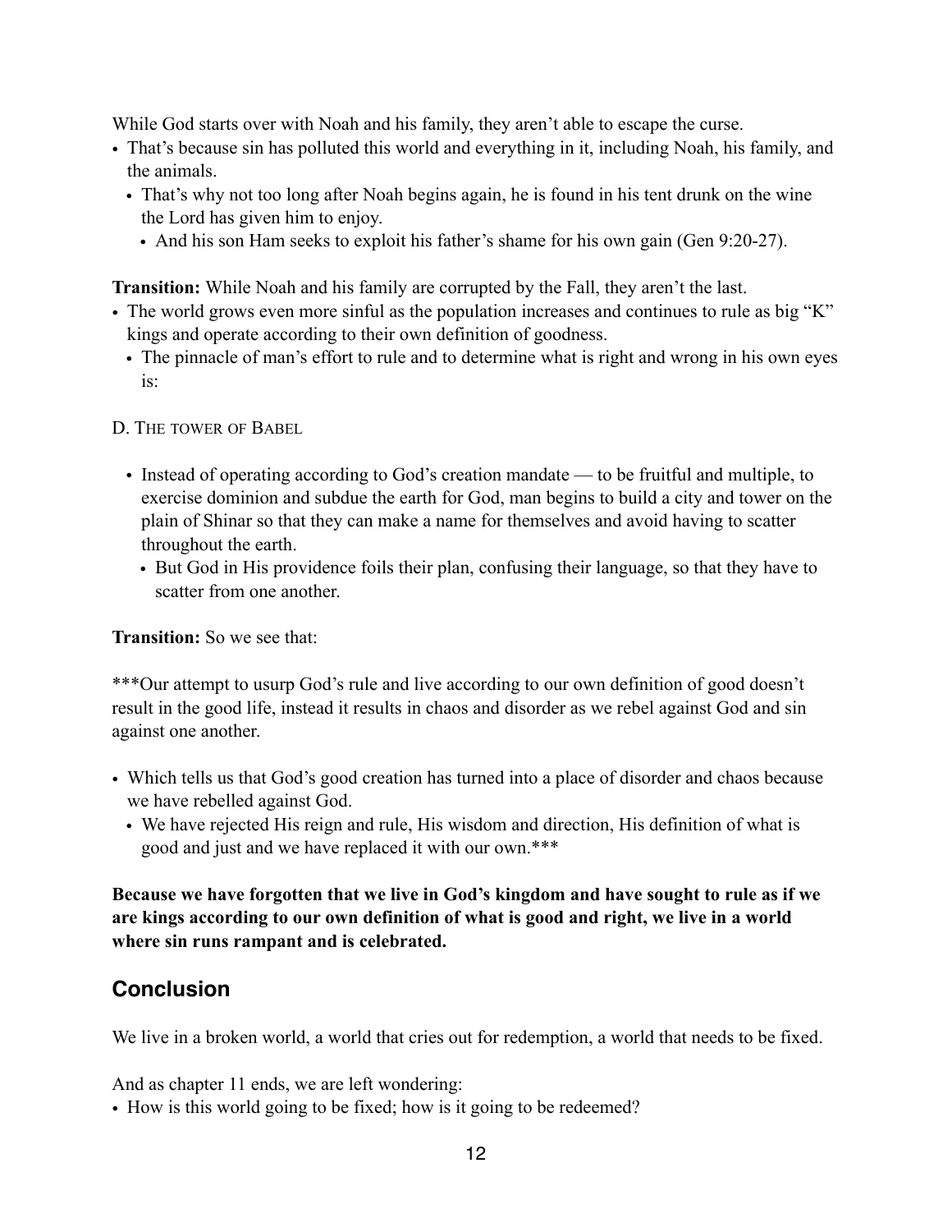While God starts over with Noah and his family, they aren't able to escape the curse.

- That's because sin has polluted this world and everything in it, including Noah, his family, and the animals.
  - That's why not too long after Noah begins again, he is found in his tent drunk on the wine the Lord has given him to enjoy.
    - And his son Ham seeks to exploit his father's shame for his own gain (Gen 9:20-27).

**Transition:** While Noah and his family are corrupted by the Fall, they aren't the last.

- The world grows even more sinful as the population increases and continues to rule as big "K" kings and operate according to their own definition of goodness.
  - The pinnacle of man's effort to rule and to determine what is right and wrong in his own eyes is:

D. The tower of Babel

- Instead of operating according to God's creation mandate — to be fruitful and multiple, to exercise dominion and subdue the earth for God, man begins to build a city and tower on the plain of Shinar so that they can make a name for themselves and avoid having to scatter throughout the earth.
  - But God in His providence foils their plan, confusing their language, so that they have to scatter from one another.

**Transition:** So we see that:

***Our attempt to usurp God's rule and live according to our own definition of good doesn't result in the good life, instead it results in chaos and disorder as we rebel against God and sin against one another.

- Which tells us that God's good creation has turned into a place of disorder and chaos because we have rebelled against God.
  - We have rejected His reign and rule, His wisdom and direction, His definition of what is good and just and we have replaced it with our own.***

**Because we have forgotten that we live in God's kingdom and have sought to rule as if we are kings according to our own definition of what is good and right, we live in a world where sin runs rampant and is celebrated.**

## Conclusion

We live in a broken world, a world that cries out for redemption, a world that needs to be fixed.

And as chapter 11 ends, we are left wondering:

- How is this world going to be fixed; how is it going to be redeemed?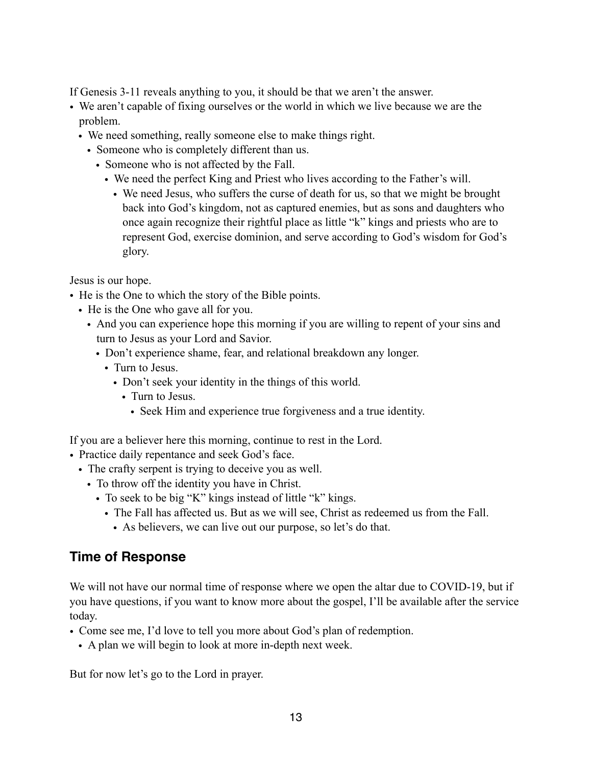If Genesis 3-11 reveals anything to you, it should be that we aren't the answer.

- We aren't capable of fixing ourselves or the world in which we live because we are the problem.
  - We need something, really someone else to make things right.
    - Someone who is completely different than us.
      - Someone who is not affected by the Fall.
        - We need the perfect King and Priest who lives according to the Father's will.
          - We need Jesus, who suffers the curse of death for us, so that we might be brought back into God's kingdom, not as captured enemies, but as sons and daughters who once again recognize their rightful place as little "k" kings and priests who are to represent God, exercise dominion, and serve according to God's wisdom for God's glory.

Jesus is our hope.

- He is the One to which the story of the Bible points.
  - He is the One who gave all for you.
    - And you can experience hope this morning if you are willing to repent of your sins and turn to Jesus as your Lord and Savior.
      - Don't experience shame, fear, and relational breakdown any longer.
        - Turn to Jesus.
          - Don't seek your identity in the things of this world.
            - Turn to Jesus.
              - Seek Him and experience true forgiveness and a true identity.

If you are a believer here this morning, continue to rest in the Lord.

- Practice daily repentance and seek God's face.
  - The crafty serpent is trying to deceive you as well.
    - To throw off the identity you have in Christ.
      - To seek to be big "K" kings instead of little "k" kings.
        - The Fall has affected us. But as we will see, Christ as redeemed us from the Fall.
          - As believers, we can live out our purpose, so let's do that.

## Time of Response

We will not have our normal time of response where we open the altar due to COVID-19, but if you have questions, if you want to know more about the gospel, I'll be available after the service today.

- Come see me, I'd love to tell you more about God's plan of redemption.
  - A plan we will begin to look at more in-depth next week.

But for now let's go to the Lord in prayer.